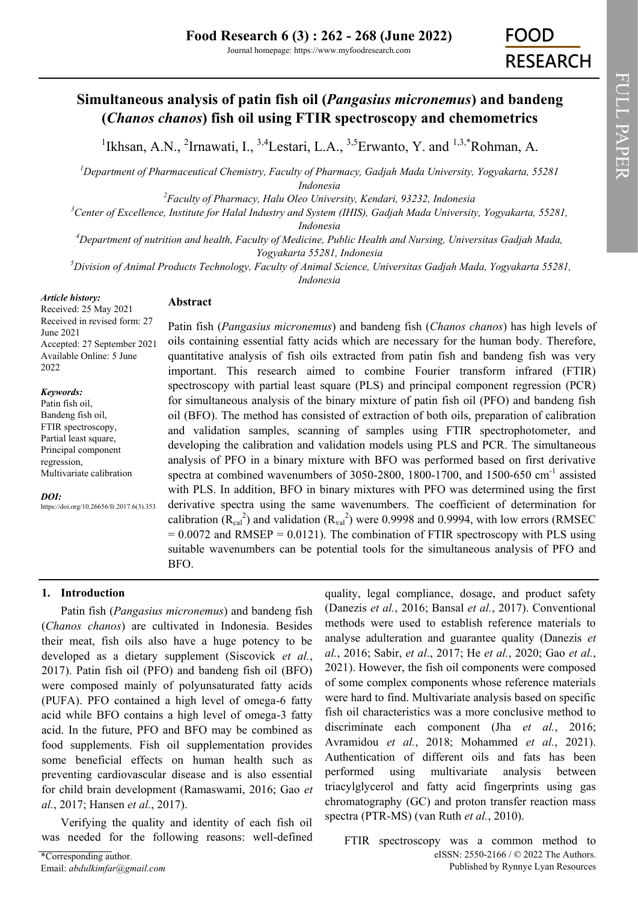# Simultaneous analysis of patin fish oil (*Pangasius micronemus*) and bandeng (*Chanos chanos*) fish oil using FTIR spectroscopy and chemometrics

[1]Ikhsan, A.N., [2]Irnawati, I., [3,4]Lestari, L.A., [3,5]Erwanto, Y. and [1,3,*]Rohman, A.

[1]*Department of Pharmaceutical Chemistry, Faculty of Pharmacy, Gadjah Mada University, Yogyakarta, 55281 Indonesia*

[2]*Faculty of Pharmacy, Halu Oleo University, Kendari, 93232, Indonesia*

[3]*Center of Excellence, Institute for Halal Industry and System (IHIS), Gadjah Mada University, Yogyakarta, 55281, Indonesia*

[4]*Department of nutrition and health, Faculty of Medicine, Public Health and Nursing, Universitas Gadjah Mada, Yogyakarta 55281, Indonesia*

[5]*Division of Animal Products Technology, Faculty of Animal Science, Universitas Gadjah Mada, Yogyakarta 55281, Indonesia*

***Article history:***
Received: 25 May 2021
Received in revised form: 27 June 2021
Accepted: 27 September 2021
Available Online: 5 June 2022

***Keywords:***
Patin fish oil,
Bandeng fish oil,
FTIR spectroscopy,
Partial least square,
Principal component regression,
Multivariate calibration

***DOI:***
https://doi.org/10.26656/fr.2017.6(3).353

## Abstract

Patin fish (*Pangasius micronemus*) and bandeng fish (*Chanos chanos*) has high levels of oils containing essential fatty acids which are necessary for the human body. Therefore, quantitative analysis of fish oils extracted from patin fish and bandeng fish was very important. This research aimed to combine Fourier transform infrared (FTIR) spectroscopy with partial least square (PLS) and principal component regression (PCR) for simultaneous analysis of the binary mixture of patin fish oil (PFO) and bandeng fish oil (BFO). The method has consisted of extraction of both oils, preparation of calibration and validation samples, scanning of samples using FTIR spectrophotometer, and developing the calibration and validation models using PLS and PCR. The simultaneous analysis of PFO in a binary mixture with BFO was performed based on first derivative spectra at combined wavenumbers of 3050-2800, 1800-1700, and 1500-650 $cm^{-1}$ assisted with PLS. In addition, BFO in binary mixtures with PFO was determined using the first derivative spectra using the same wavenumbers. The coefficient of determination for calibration ($R_{cal}^2$) and validation ($R_{val}^2$) were 0.9998 and 0.9994, with low errors (RMSEC = 0.0072 and RMSEP = 0.0121). The combination of FTIR spectroscopy with PLS using suitable wavenumbers can be potential tools for the simultaneous analysis of PFO and BFO.

## 1. Introduction

Patin fish (*Pangasius micronemus*) and bandeng fish (*Chanos chanos*) are cultivated in Indonesia. Besides their meat, fish oils also have a huge potency to be developed as a dietary supplement (Siscovick *et al.*, 2017). Patin fish oil (PFO) and bandeng fish oil (BFO) were composed mainly of polyunsaturated fatty acids (PUFA). PFO contained a high level of omega-6 fatty acid while BFO contains a high level of omega-3 fatty acid. In the future, PFO and BFO may be combined as food supplements. Fish oil supplementation provides some beneficial effects on human health such as preventing cardiovascular disease and is also essential for child brain development (Ramaswami, 2016; Gao *et al.*, 2017; Hansen *et al.*, 2017).

Verifying the quality and identity of each fish oil was needed for the following reasons: well-defined quality, legal compliance, dosage, and product safety (Danezis *et al.*, 2016; Bansal *et al.*, 2017). Conventional methods were used to establish reference materials to analyse adulteration and guarantee quality (Danezis *et al.*, 2016; Sabir, *et al*., 2017; He *et al.*, 2020; Gao *et al.*, 2021). However, the fish oil components were composed of some complex components whose reference materials were hard to find. Multivariate analysis based on specific fish oil characteristics was a more conclusive method to discriminate each component (Jha *et al.*, 2016; Avramidou *et al.*, 2018; Mohammed *et al.*, 2021). Authentication of different oils and fats has been performed using multivariate analysis between triacylglycerol and fatty acid fingerprints using gas chromatography (GC) and proton transfer reaction mass spectra (PTR-MS) (van Ruth *et al.*, 2010).

FTIR spectroscopy was a common method to

*Corresponding author.
Email: *abdulkimfar@gmail.com*

eISSN: 2550-2166 / © 2022 The Authors.
Published by Rynnye Lyan Resources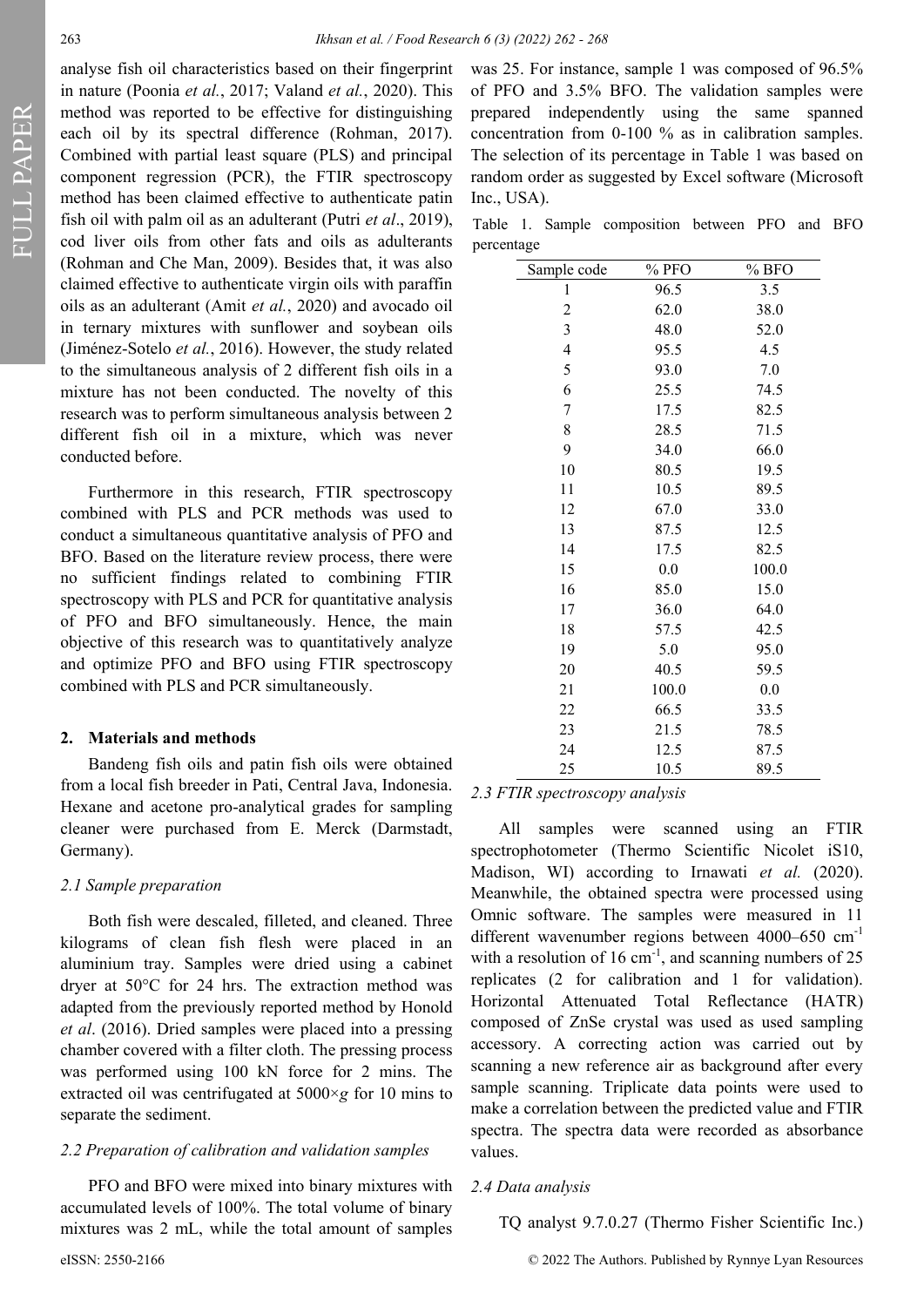analyse fish oil characteristics based on their fingerprint in nature (Poonia *et al.*, 2017; Valand *et al.*, 2020). This method was reported to be effective for distinguishing each oil by its spectral difference (Rohman, 2017). Combined with partial least square (PLS) and principal component regression (PCR), the FTIR spectroscopy method has been claimed effective to authenticate patin fish oil with palm oil as an adulterant (Putri *et al*., 2019), cod liver oils from other fats and oils as adulterants (Rohman and Che Man, 2009). Besides that, it was also claimed effective to authenticate virgin oils with paraffin oils as an adulterant (Amit *et al.*, 2020) and avocado oil in ternary mixtures with sunflower and soybean oils (Jiménez-Sotelo *et al.*, 2016). However, the study related to the simultaneous analysis of 2 different fish oils in a mixture has not been conducted. The novelty of this research was to perform simultaneous analysis between 2 different fish oil in a mixture, which was never conducted before.

Furthermore in this research, FTIR spectroscopy combined with PLS and PCR methods was used to conduct a simultaneous quantitative analysis of PFO and BFO. Based on the literature review process, there were no sufficient findings related to combining FTIR spectroscopy with PLS and PCR for quantitative analysis of PFO and BFO simultaneously. Hence, the main objective of this research was to quantitatively analyze and optimize PFO and BFO using FTIR spectroscopy combined with PLS and PCR simultaneously.

## 2. Materials and methods

Bandeng fish oils and patin fish oils were obtained from a local fish breeder in Pati, Central Java, Indonesia. Hexane and acetone pro-analytical grades for sampling cleaner were purchased from E. Merck (Darmstadt, Germany).

### *2.1 Sample preparation*

Both fish were descaled, filleted, and cleaned. Three kilograms of clean fish flesh were placed in an aluminium tray. Samples were dried using a cabinet dryer at 50°C for 24 hrs. The extraction method was adapted from the previously reported method by Honold *et al*. (2016). Dried samples were placed into a pressing chamber covered with a filter cloth. The pressing process was performed using 100 kN force for 2 mins. The extracted oil was centrifugated at 5000×*g* for 10 mins to separate the sediment.

### *2.2 Preparation of calibration and validation samples*

PFO and BFO were mixed into binary mixtures with accumulated levels of 100%. The total volume of binary mixtures was 2 mL, while the total amount of samples was 25. For instance, sample 1 was composed of 96.5% of PFO and 3.5% BFO. The validation samples were prepared independently using the same spanned concentration from 0-100 % as in calibration samples. The selection of its percentage in Table 1 was based on random order as suggested by Excel software (Microsoft Inc., USA).

Table 1. Sample composition between PFO and BFO percentage

| Sample code | % PFO | % BFO |
|---|---|---|
| 1 | 96.5 | 3.5 |
| 2 | 62.0 | 38.0 |
| 3 | 48.0 | 52.0 |
| 4 | 95.5 | 4.5 |
| 5 | 93.0 | 7.0 |
| 6 | 25.5 | 74.5 |
| 7 | 17.5 | 82.5 |
| 8 | 28.5 | 71.5 |
| 9 | 34.0 | 66.0 |
| 10 | 80.5 | 19.5 |
| 11 | 10.5 | 89.5 |
| 12 | 67.0 | 33.0 |
| 13 | 87.5 | 12.5 |
| 14 | 17.5 | 82.5 |
| 15 | 0.0 | 100.0 |
| 16 | 85.0 | 15.0 |
| 17 | 36.0 | 64.0 |
| 18 | 57.5 | 42.5 |
| 19 | 5.0 | 95.0 |
| 20 | 40.5 | 59.5 |
| 21 | 100.0 | 0.0 |
| 22 | 66.5 | 33.5 |
| 23 | 21.5 | 78.5 |
| 24 | 12.5 | 87.5 |
| 25 | 10.5 | 89.5 |

### *2.3 FTIR spectroscopy analysis*

All samples were scanned using an FTIR spectrophotometer (Thermo Scientific Nicolet iS10, Madison, WI) according to Irnawati *et al.* (2020). Meanwhile, the obtained spectra were processed using Omnic software. The samples were measured in 11 different wavenumber regions between 4000–650 cm$^{-1}$ with a resolution of 16 cm$^{-1}$, and scanning numbers of 25 replicates (2 for calibration and 1 for validation). Horizontal Attenuated Total Reflectance (HATR) composed of ZnSe crystal was used as used sampling accessory. A correcting action was carried out by scanning a new reference air as background after every sample scanning. Triplicate data points were used to make a correlation between the predicted value and FTIR spectra. The spectra data were recorded as absorbance values.

### *2.4 Data analysis*

TQ analyst 9.7.0.27 (Thermo Fisher Scientific Inc.)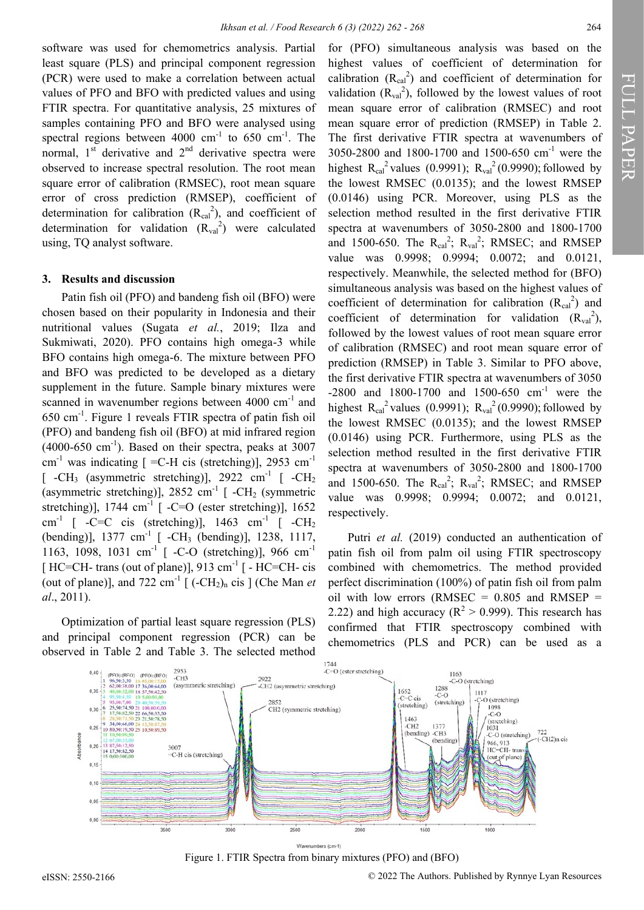software was used for chemometrics analysis. Partial least square (PLS) and principal component regression (PCR) were used to make a correlation between actual values of PFO and BFO with predicted values and using FTIR spectra. For quantitative analysis, 25 mixtures of samples containing PFO and BFO were analysed using spectral regions between 4000 $cm^{-1}$ to 650 $cm^{-1}$. The normal, 1st derivative and 2nd derivative spectra were observed to increase spectral resolution. The root mean square error of calibration (RMSEC), root mean square error of cross prediction (RMSEP), coefficient of determination for calibration ($R_{cal}^2$), and coefficient of determination for validation ($R_{val}^2$) were calculated using, TQ analyst software.

## 3. Results and discussion

Patin fish oil (PFO) and bandeng fish oil (BFO) were chosen based on their popularity in Indonesia and their nutritional values (Sugata *et al.*, 2019; Ilza and Sukmiwati, 2020). PFO contains high omega-3 while BFO contains high omega-6. The mixture between PFO and BFO was predicted to be developed as a dietary supplement in the future. Sample binary mixtures were scanned in wavenumber regions between 4000 $cm^{-1}$ and 650 $cm^{-1}$. Figure 1 reveals FTIR spectra of patin fish oil (PFO) and bandeng fish oil (BFO) at mid infrared region (4000-650 $cm^{-1}$). Based on their spectra, peaks at 3007 $cm^{-1}$ was indicating [ =C-H cis (stretching)], 2953 $cm^{-1}$ [ $-CH_3$ (asymmetric stretching)], 2922 $cm^{-1}$ [ $-CH_2$ (asymmetric stretching)], 2852 $cm^{-1}$ [ $-CH_2$ (symmetric stretching)], 1744 $cm^{-1}$ [ -C=O (ester stretching)], 1652 $cm^{-1}$ [ -C=C cis (stretching)], 1463 $cm^{-1}$ [ $-CH_2$ (bending)], 1377 $cm^{-1}$ [ $-CH_3$ (bending)], 1238, 1117, 1163, 1098, 1031 $cm^{-1}$ [ -C-O (stretching)], 966 $cm^{-1}$ [ HC=CH- trans (out of plane)], 913 $cm^{-1}$ [ - HC=CH- cis (out of plane)], and 722 $cm^{-1}$ [ $(-CH_2)_n$ cis ] (Che Man *et al*., 2011).

Optimization of partial least square regression (PLS) and principal component regression (PCR) can be observed in Table 2 and Table 3. The selected method for (PFO) simultaneous analysis was based on the highest values of coefficient of determination for calibration ($R_{cal}^2$) and coefficient of determination for validation ($R_{val}^2$), followed by the lowest values of root mean square error of calibration (RMSEC) and root mean square error of prediction (RMSEP) in Table 2. The first derivative FTIR spectra at wavenumbers of 3050-2800 and 1800-1700 and 1500-650 $cm^{-1}$ were the highest $R_{cal}^2$ values (0.9991); $R_{val}^2$ (0.9990); followed by the lowest RMSEC (0.0135); and the lowest RMSEP (0.0146) using PCR. Moreover, using PLS as the selection method resulted in the first derivative FTIR spectra at wavenumbers of 3050-2800 and 1800-1700 and 1500-650. The $R_{cal}^2$; $R_{val}^2$; RMSEC; and RMSEP value was 0.9998; 0.9994; 0.0072; and 0.0121, respectively. Meanwhile, the selected method for (BFO) simultaneous analysis was based on the highest values of coefficient of determination for calibration ($R_{cal}^2$) and coefficient of determination for validation ($R_{val}^2$), followed by the lowest values of root mean square error of calibration (RMSEC) and root mean square error of prediction (RMSEP) in Table 3. Similar to PFO above, the first derivative FTIR spectra at wavenumbers of 3050 -2800 and 1800-1700 and 1500-650 $cm^{-1}$ were the highest $R_{cal}^2$ values (0.9991); $R_{val}^2$ (0.9990); followed by the lowest RMSEC (0.0135); and the lowest RMSEP (0.0146) using PCR. Furthermore, using PLS as the selection method resulted in the first derivative FTIR spectra at wavenumbers of 3050-2800 and 1800-1700 and 1500-650. The $R_{cal}^2$; $R_{val}^2$; RMSEC; and RMSEP value was 0.9998; 0.9994; 0.0072; and 0.0121, respectively.

Putri *et al.* (2019) conducted an authentication of patin fish oil from palm oil using FTIR spectroscopy combined with chemometrics. The method provided perfect discrimination (100%) of patin fish oil from palm oil with low errors (RMSEC = 0.805 and RMSEP = 2.22) and high accuracy ($R^2$ > 0.999). This research has confirmed that FTIR spectroscopy combined with chemometrics (PLS and PCR) can be used as a

Figure 1. FTIR Spectra from binary mixtures (PFO) and (BFO)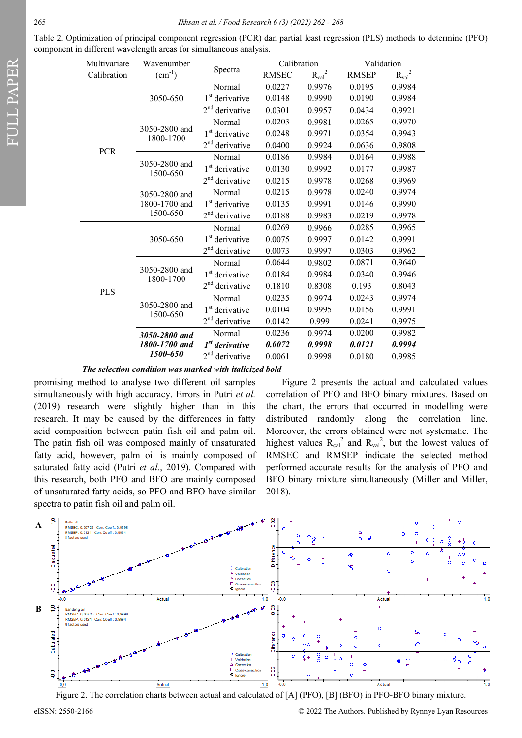Table 2. Optimization of principal component regression (PCR) dan partial least regression (PLS) methods to determine (PFO) component in different wavelength areas for simultaneous analysis.

| Multivariate Calibration | Wavenumber ($cm^{-1}$) | Spectra | Calibration | | Validation | |
|---|---|---|---|---|---|---|
| | | | RMSEC | $R_{cal}^2$ | RMSEP | $R_{val}^2$ |
| PCR | 3050-650 | Normal | 0.0227 | 0.9976 | 0.0195 | 0.9984 |
| | | 1st derivative | 0.0148 | 0.9990 | 0.0190 | 0.9984 |
| | | 2nd derivative | 0.0301 | 0.9957 | 0.0434 | 0.9921 |
| | 3050-2800 and 1800-1700 | Normal | 0.0203 | 0.9981 | 0.0265 | 0.9970 |
| | | 1st derivative | 0.0248 | 0.9971 | 0.0354 | 0.9943 |
| | | 2nd derivative | 0.0400 | 0.9924 | 0.0636 | 0.9808 |
| | 3050-2800 and 1500-650 | Normal | 0.0186 | 0.9984 | 0.0164 | 0.9988 |
| | | 1st derivative | 0.0130 | 0.9992 | 0.0177 | 0.9987 |
| | | 2nd derivative | 0.0215 | 0.9978 | 0.0268 | 0.9969 |
| | 3050-2800 and 1800-1700 and 1500-650 | Normal | 0.0215 | 0.9978 | 0.0240 | 0.9974 |
| | | 1st derivative | 0.0135 | 0.9991 | 0.0146 | 0.9990 |
| | | 2nd derivative | 0.0188 | 0.9983 | 0.0219 | 0.9978 |
| PLS | 3050-650 | Normal | 0.0269 | 0.9966 | 0.0285 | 0.9965 |
| | | 1st derivative | 0.0075 | 0.9997 | 0.0142 | 0.9991 |
| | | 2nd derivative | 0.0073 | 0.9997 | 0.0303 | 0.9962 |
| | 3050-2800 and 1800-1700 | Normal | 0.0644 | 0.9802 | 0.0871 | 0.9640 |
| | | 1st derivative | 0.0184 | 0.9984 | 0.0340 | 0.9946 |
| | | 2nd derivative | 0.1810 | 0.8308 | 0.193 | 0.8043 |
| | 3050-2800 and 1500-650 | Normal | 0.0235 | 0.9974 | 0.0243 | 0.9974 |
| | | 1st derivative | 0.0104 | 0.9995 | 0.0156 | 0.9991 |
| | | 2nd derivative | 0.0142 | 0.999 | 0.0241 | 0.9975 |
| | ***3050-2800 and 1800-1700 and 1500-650*** | Normal | 0.0236 | 0.9974 | 0.0200 | 0.9982 |
| | | ***1st derivative*** | ***0.0072*** | ***0.9998*** | ***0.0121*** | ***0.9994*** |
| | | 2nd derivative | 0.0061 | 0.9998 | 0.0180 | 0.9985 |

***The selection condition was marked with italicized bold***

promising method to analyse two different oil samples simultaneously with high accuracy. Errors in Putri *et al.* (2019) research were slightly higher than in this research. It may be caused by the differences in fatty acid composition between patin fish oil and palm oil. The patin fish oil was composed mainly of unsaturated fatty acid, however, palm oil is mainly composed of saturated fatty acid (Putri *et al*., 2019). Compared with this research, both PFO and BFO are mainly composed of unsaturated fatty acids, so PFO and BFO have similar spectra to patin fish oil and palm oil.

Figure 2 presents the actual and calculated values correlation of PFO and BFO binary mixtures. Based on the chart, the errors that occurred in modelling were distributed randomly along the correlation line. Moreover, the errors obtained were not systematic. The highest values $R_{cal}^2$ and $R_{val}^2$, but the lowest values of RMSEC and RMSEP indicate the selected method performed accurate results for the analysis of PFO and BFO binary mixture simultaneously (Miller and Miller, 2018).

Figure 2. The correlation charts between actual and calculated of [A] (PFO), [B] (BFO) in PFO-BFO binary mixture.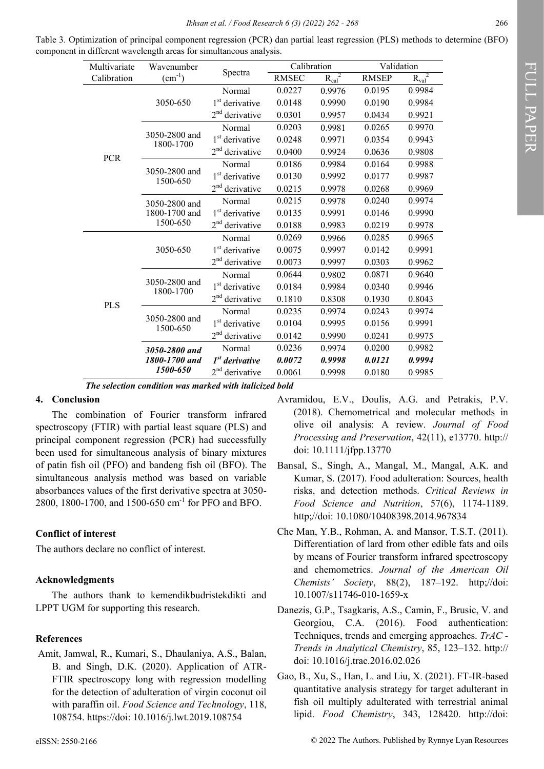Table 3. Optimization of principal component regression (PCR) dan partial least regression (PLS) methods to determine (BFO) component in different wavelength areas for simultaneous analysis.

| Multivariate Calibration | Wavenumber ($cm^{-1}$) | Spectra | Calibration | | Validation | |
|---|---|---|---|---|---|---|
| | | | RMSEC | $R_{cal}^2$ | RMSEP | $R_{val}^2$ |
| PCR | 3050-650 | Normal | 0.0227 | 0.9976 | 0.0195 | 0.9984 |
| | | $1^{st}$ derivative | 0.0148 | 0.9990 | 0.0190 | 0.9984 |
| | | $2^{nd}$ derivative | 0.0301 | 0.9957 | 0.0434 | 0.9921 |
| | 3050-2800 and 1800-1700 | Normal | 0.0203 | 0.9981 | 0.0265 | 0.9970 |
| | | $1^{st}$ derivative | 0.0248 | 0.9971 | 0.0354 | 0.9943 |
| | | $2^{nd}$ derivative | 0.0400 | 0.9924 | 0.0636 | 0.9808 |
| | 3050-2800 and 1500-650 | Normal | 0.0186 | 0.9984 | 0.0164 | 0.9988 |
| | | $1^{st}$ derivative | 0.0130 | 0.9992 | 0.0177 | 0.9987 |
| | | $2^{nd}$ derivative | 0.0215 | 0.9978 | 0.0268 | 0.9969 |
| | 3050-2800 and 1800-1700 and 1500-650 | Normal | 0.0215 | 0.9978 | 0.0240 | 0.9974 |
| | | $1^{st}$ derivative | 0.0135 | 0.9991 | 0.0146 | 0.9990 |
| | | $2^{nd}$ derivative | 0.0188 | 0.9983 | 0.0219 | 0.9978 |
| PLS | 3050-650 | Normal | 0.0269 | 0.9966 | 0.0285 | 0.9965 |
| | | $1^{st}$ derivative | 0.0075 | 0.9997 | 0.0142 | 0.9991 |
| | | $2^{nd}$ derivative | 0.0073 | 0.9997 | 0.0303 | 0.9962 |
| | 3050-2800 and 1800-1700 | Normal | 0.0644 | 0.9802 | 0.0871 | 0.9640 |
| | | $1^{st}$ derivative | 0.0184 | 0.9984 | 0.0340 | 0.9946 |
| | | $2^{nd}$ derivative | 0.1810 | 0.8308 | 0.1930 | 0.8043 |
| | 3050-2800 and 1500-650 | Normal | 0.0235 | 0.9974 | 0.0243 | 0.9974 |
| | | $1^{st}$ derivative | 0.0104 | 0.9995 | 0.0156 | 0.9991 |
| | | $2^{nd}$ derivative | 0.0142 | 0.9990 | 0.0241 | 0.9975 |
| | ***3050-2800 and 1800-1700 and 1500-650*** | Normal | 0.0236 | 0.9974 | 0.0200 | 0.9982 |
| | | ***$1^{st}$ derivative*** | ***0.0072*** | ***0.9998*** | ***0.0121*** | ***0.9994*** |
| | | $2^{nd}$ derivative | 0.0061 | 0.9998 | 0.0180 | 0.9985 |

***The selection condition was marked with italicized bold***

## 4. Conclusion

The combination of Fourier transform infrared spectroscopy (FTIR) with partial least square (PLS) and principal component regression (PCR) had successfully been used for simultaneous analysis of binary mixtures of patin fish oil (PFO) and bandeng fish oil (BFO). The simultaneous analysis method was based on variable absorbances values of the first derivative spectra at 3050-2800, 1800-1700, and 1500-650 $cm^{-1}$ for PFO and BFO.

## Conflict of interest

The authors declare no conflict of interest.

## Acknowledgments

The authors thank to kemendikbudristekdikti and LPPT UGM for supporting this research.

## References

Amit, Jamwal, R., Kumari, S., Dhaulaniya, A.S., Balan, B. and Singh, D.K. (2020). Application of ATR-FTIR spectroscopy long with regression modelling for the detection of adulteration of virgin coconut oil with paraffin oil. *Food Science and Technology*, 118, 108754. https://doi: 10.1016/j.lwt.2019.108754

Avramidou, E.V., Doulis, A.G. and Petrakis, P.V. (2018). Chemometrical and molecular methods in olive oil analysis: A review. *Journal of Food Processing and Preservation*, 42(11), e13770. http://doi: 10.1111/jfpp.13770

Bansal, S., Singh, A., Mangal, M., Mangal, A.K. and Kumar, S. (2017). Food adulteration: Sources, health risks, and detection methods. *Critical Reviews in Food Science and Nutrition*, 57(6), 1174-1189. http;//doi: 10.1080/10408398.2014.967834

Che Man, Y.B., Rohman, A. and Mansor, T.S.T. (2011). Differentiation of lard from other edible fats and oils by means of Fourier transform infrared spectroscopy and chemometrics. *Journal of the American Oil Chemists' Society*, 88(2), 187–192. http;//doi: 10.1007/s11746-010-1659-x

Danezis, G.P., Tsagkaris, A.S., Camin, F., Brusic, V. and Georgiou, C.A. (2016). Food authentication: Techniques, trends and emerging approaches. *TrAC - Trends in Analytical Chemistry*, 85, 123–132. http://doi: 10.1016/j.trac.2016.02.026

Gao, B., Xu, S., Han, L. and Liu, X. (2021). FT-IR-based quantitative analysis strategy for target adulterant in fish oil multiply adulterated with terrestrial animal lipid. *Food Chemistry*, 343, 128420. http://doi: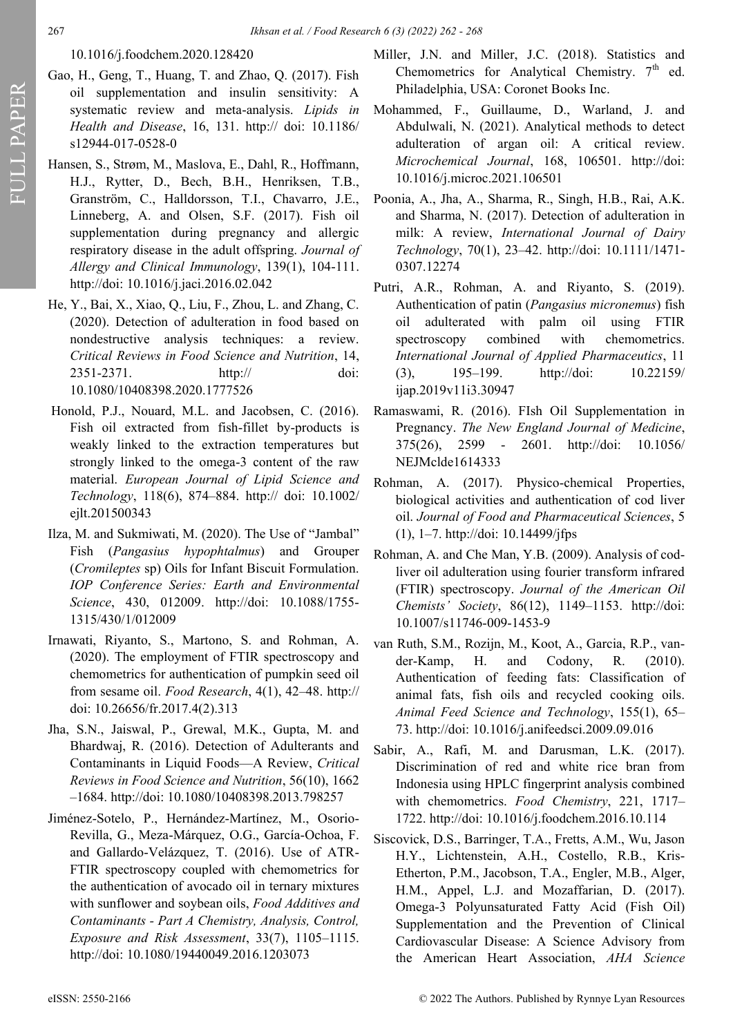10.1016/j.foodchem.2020.128420

Gao, H., Geng, T., Huang, T. and Zhao, Q. (2017). Fish oil supplementation and insulin sensitivity: A systematic review and meta-analysis. *Lipids in Health and Disease*, 16, 131. http:// doi: 10.1186/s12944-017-0528-0

Hansen, S., Strøm, M., Maslova, E., Dahl, R., Hoffmann, H.J., Rytter, D., Bech, B.H., Henriksen, T.B., Granström, C., Halldorsson, T.I., Chavarro, J.E., Linneberg, A. and Olsen, S.F. (2017). Fish oil supplementation during pregnancy and allergic respiratory disease in the adult offspring. *Journal of Allergy and Clinical Immunology*, 139(1), 104-111. http://doi: 10.1016/j.jaci.2016.02.042

He, Y., Bai, X., Xiao, Q., Liu, F., Zhou, L. and Zhang, C. (2020). Detection of adulteration in food based on nondestructive analysis techniques: a review. *Critical Reviews in Food Science and Nutrition*, 14, 2351-2371. http:// doi: 10.1080/10408398.2020.1777526

Honold, P.J., Nouard, M.L. and Jacobsen, C. (2016). Fish oil extracted from fish-fillet by-products is weakly linked to the extraction temperatures but strongly linked to the omega-3 content of the raw material. *European Journal of Lipid Science and Technology*, 118(6), 874–884. http:// doi: 10.1002/ejlt.201500343

Ilza, M. and Sukmiwati, M. (2020). The Use of "Jambal" Fish (*Pangasius hypophtalmus*) and Grouper (*Cromileptes* sp) Oils for Infant Biscuit Formulation. *IOP Conference Series: Earth and Environmental Science*, 430, 012009. http://doi: 10.1088/1755-1315/430/1/012009

Irnawati, Riyanto, S., Martono, S. and Rohman, A. (2020). The employment of FTIR spectroscopy and chemometrics for authentication of pumpkin seed oil from sesame oil. *Food Research*, 4(1), 42–48. http://doi: 10.26656/fr.2017.4(2).313

Jha, S.N., Jaiswal, P., Grewal, M.K., Gupta, M. and Bhardwaj, R. (2016). Detection of Adulterants and Contaminants in Liquid Foods—A Review, *Critical Reviews in Food Science and Nutrition*, 56(10), 1662–1684. http://doi: 10.1080/10408398.2013.798257

Jiménez-Sotelo, P., Hernández-Martínez, M., Osorio-Revilla, G., Meza-Márquez, O.G., García-Ochoa, F. and Gallardo-Velázquez, T. (2016). Use of ATR-FTIR spectroscopy coupled with chemometrics for the authentication of avocado oil in ternary mixtures with sunflower and soybean oils, *Food Additives and Contaminants - Part A Chemistry, Analysis, Control, Exposure and Risk Assessment*, 33(7), 1105–1115. http://doi: 10.1080/19440049.2016.1203073

Miller, J.N. and Miller, J.C. (2018). Statistics and Chemometrics for Analytical Chemistry. 7th ed. Philadelphia, USA: Coronet Books Inc.

Mohammed, F., Guillaume, D., Warland, J. and Abdulwali, N. (2021). Analytical methods to detect adulteration of argan oil: A critical review. *Microchemical Journal*, 168, 106501. http://doi: 10.1016/j.microc.2021.106501

Poonia, A., Jha, A., Sharma, R., Singh, H.B., Rai, A.K. and Sharma, N. (2017). Detection of adulteration in milk: A review, *International Journal of Dairy Technology*, 70(1), 23–42. http://doi: 10.1111/1471-0307.12274

Putri, A.R., Rohman, A. and Riyanto, S. (2019). Authentication of patin (*Pangasius micronemus*) fish oil adulterated with palm oil using FTIR spectroscopy combined with chemometrics. *International Journal of Applied Pharmaceutics*, 11 (3), 195–199. http://doi: 10.22159/ijap.2019v11i3.30947

Ramaswami, R. (2016). FIsh Oil Supplementation in Pregnancy. *The New England Journal of Medicine*, 375(26), 2599 - 2601. http://doi: 10.1056/NEJMclde1614333

Rohman, A. (2017). Physico-chemical Properties, biological activities and authentication of cod liver oil. *Journal of Food and Pharmaceutical Sciences*, 5 (1), 1–7. http://doi: 10.14499/jfps

Rohman, A. and Che Man, Y.B. (2009). Analysis of cod-liver oil adulteration using fourier transform infrared (FTIR) spectroscopy. *Journal of the American Oil Chemists' Society*, 86(12), 1149–1153. http://doi: 10.1007/s11746-009-1453-9

van Ruth, S.M., Rozijn, M., Koot, A., Garcia, R.P., van-der-Kamp, H. and Codony, R. (2010). Authentication of feeding fats: Classification of animal fats, fish oils and recycled cooking oils. *Animal Feed Science and Technology*, 155(1), 65–73. http://doi: 10.1016/j.anifeedsci.2009.09.016

Sabir, A., Rafi, M. and Darusman, L.K. (2017). Discrimination of red and white rice bran from Indonesia using HPLC fingerprint analysis combined with chemometrics. *Food Chemistry*, 221, 1717–1722. http://doi: 10.1016/j.foodchem.2016.10.114

Siscovick, D.S., Barringer, T.A., Fretts, A.M., Wu, Jason H.Y., Lichtenstein, A.H., Costello, R.B., Kris-Etherton, P.M., Jacobson, T.A., Engler, M.B., Alger, H.M., Appel, L.J. and Mozaffarian, D. (2017). Omega-3 Polyunsaturated Fatty Acid (Fish Oil) Supplementation and the Prevention of Clinical Cardiovascular Disease: A Science Advisory from the American Heart Association, *AHA Science*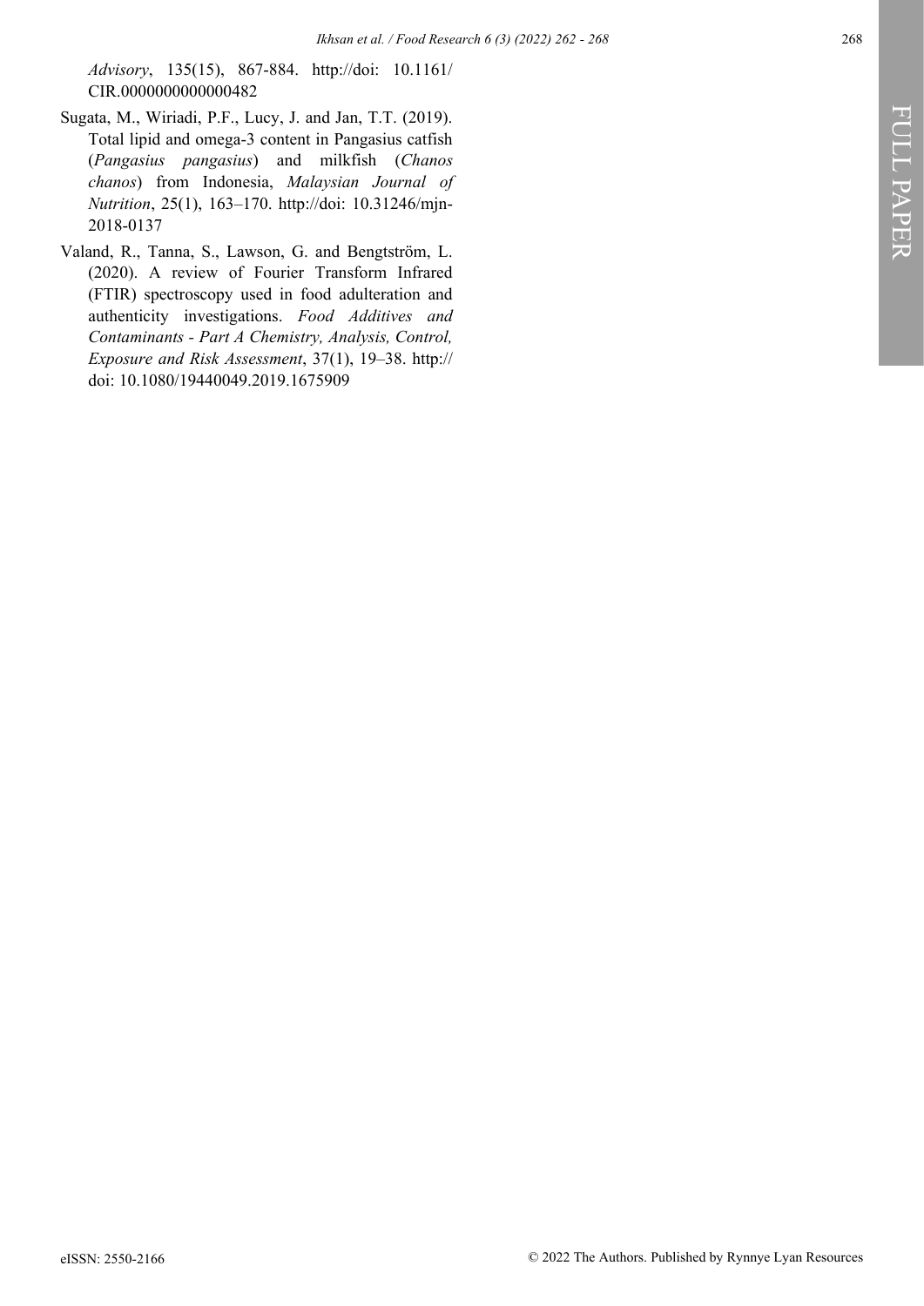*Advisory*, 135(15), 867-884. http://doi: 10.1161/CIR.0000000000000482

Sugata, M., Wiriadi, P.F., Lucy, J. and Jan, T.T. (2019). Total lipid and omega-3 content in Pangasius catfish (*Pangasius pangasius*) and milkfish (*Chanos chanos*) from Indonesia, *Malaysian Journal of Nutrition*, 25(1), 163–170. http://doi: 10.31246/mjn-2018-0137

Valand, R., Tanna, S., Lawson, G. and Bengtström, L. (2020). A review of Fourier Transform Infrared (FTIR) spectroscopy used in food adulteration and authenticity investigations. *Food Additives and Contaminants - Part A Chemistry, Analysis, Control, Exposure and Risk Assessment*, 37(1), 19–38. http://doi: 10.1080/19440049.2019.1675909